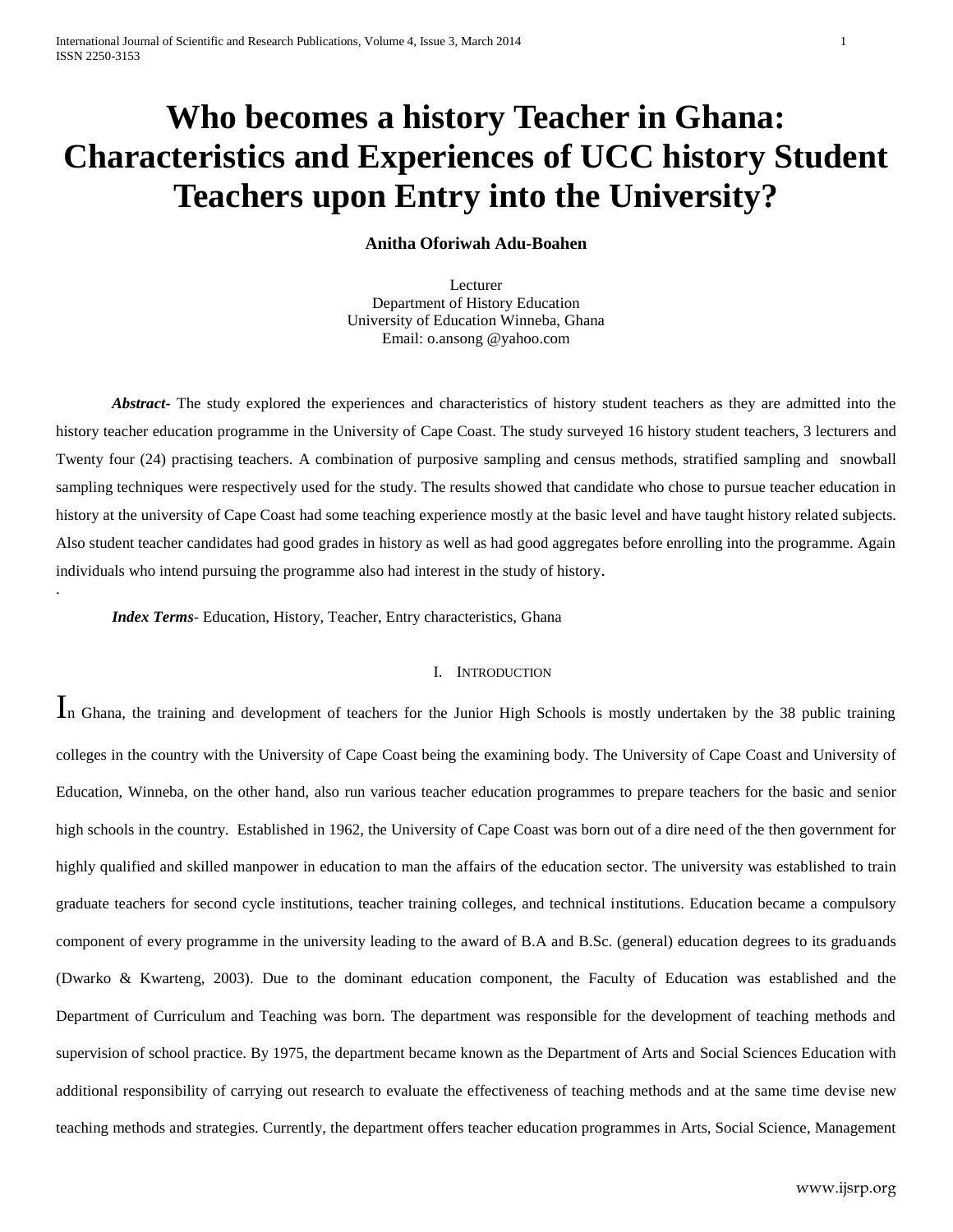# Who becomes a history Teacher in Ghana: Characteristics and Experiences of UCC history Student Teachers upon Entry into the University?

**Anitha Oforiwah Adu-Boahen**

Lecturer
Department of History Education
University of Education Winneba, Ghana
Email: o.ansong @yahoo.com

***Abstract*-** The study explored the experiences and characteristics of history student teachers as they are admitted into the history teacher education programme in the University of Cape Coast. The study surveyed 16 history student teachers, 3 lecturers and Twenty four (24) practising teachers. A combination of purposive sampling and census methods, stratified sampling and snowball sampling techniques were respectively used for the study. The results showed that candidate who chose to pursue teacher education in history at the university of Cape Coast had some teaching experience mostly at the basic level and have taught history related subjects. Also student teacher candidates had good grades in history as well as had good aggregates before enrolling into the programme. Again individuals who intend pursuing the programme also had interest in the study of history.

***Index Terms*-** Education, History, Teacher, Entry characteristics, Ghana

## I. Introduction

In Ghana, the training and development of teachers for the Junior High Schools is mostly undertaken by the 38 public training colleges in the country with the University of Cape Coast being the examining body. The University of Cape Coast and University of Education, Winneba, on the other hand, also run various teacher education programmes to prepare teachers for the basic and senior high schools in the country. Established in 1962, the University of Cape Coast was born out of a dire need of the then government for highly qualified and skilled manpower in education to man the affairs of the education sector. The university was established to train graduate teachers for second cycle institutions, teacher training colleges, and technical institutions. Education became a compulsory component of every programme in the university leading to the award of B.A and B.Sc. (general) education degrees to its graduands (Dwarko & Kwarteng, 2003). Due to the dominant education component, the Faculty of Education was established and the Department of Curriculum and Teaching was born. The department was responsible for the development of teaching methods and supervision of school practice. By 1975, the department became known as the Department of Arts and Social Sciences Education with additional responsibility of carrying out research to evaluate the effectiveness of teaching methods and at the same time devise new teaching methods and strategies. Currently, the department offers teacher education programmes in Arts, Social Science, Management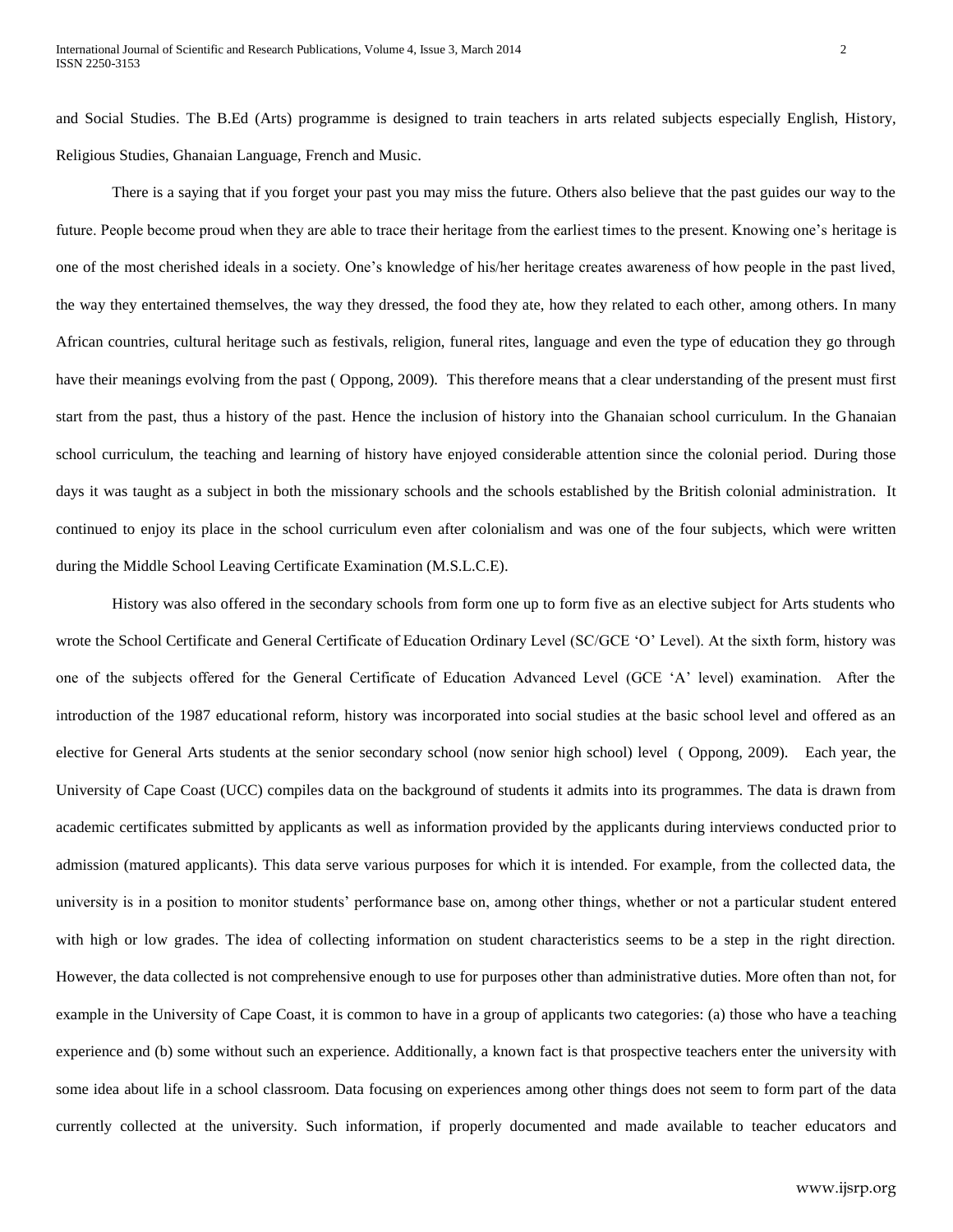and Social Studies. The B.Ed (Arts) programme is designed to train teachers in arts related subjects especially English, History, Religious Studies, Ghanaian Language, French and Music.

There is a saying that if you forget your past you may miss the future. Others also believe that the past guides our way to the future. People become proud when they are able to trace their heritage from the earliest times to the present. Knowing one's heritage is one of the most cherished ideals in a society. One's knowledge of his/her heritage creates awareness of how people in the past lived, the way they entertained themselves, the way they dressed, the food they ate, how they related to each other, among others. In many African countries, cultural heritage such as festivals, religion, funeral rites, language and even the type of education they go through have their meanings evolving from the past ( Oppong, 2009). This therefore means that a clear understanding of the present must first start from the past, thus a history of the past. Hence the inclusion of history into the Ghanaian school curriculum. In the Ghanaian school curriculum, the teaching and learning of history have enjoyed considerable attention since the colonial period. During those days it was taught as a subject in both the missionary schools and the schools established by the British colonial administration. It continued to enjoy its place in the school curriculum even after colonialism and was one of the four subjects, which were written during the Middle School Leaving Certificate Examination (M.S.L.C.E).

History was also offered in the secondary schools from form one up to form five as an elective subject for Arts students who wrote the School Certificate and General Certificate of Education Ordinary Level (SC/GCE 'O' Level). At the sixth form, history was one of the subjects offered for the General Certificate of Education Advanced Level (GCE 'A' level) examination. After the introduction of the 1987 educational reform, history was incorporated into social studies at the basic school level and offered as an elective for General Arts students at the senior secondary school (now senior high school) level ( Oppong, 2009). Each year, the University of Cape Coast (UCC) compiles data on the background of students it admits into its programmes. The data is drawn from academic certificates submitted by applicants as well as information provided by the applicants during interviews conducted prior to admission (matured applicants). This data serve various purposes for which it is intended. For example, from the collected data, the university is in a position to monitor students' performance base on, among other things, whether or not a particular student entered with high or low grades. The idea of collecting information on student characteristics seems to be a step in the right direction. However, the data collected is not comprehensive enough to use for purposes other than administrative duties. More often than not, for example in the University of Cape Coast, it is common to have in a group of applicants two categories: (a) those who have a teaching experience and (b) some without such an experience. Additionally, a known fact is that prospective teachers enter the university with some idea about life in a school classroom. Data focusing on experiences among other things does not seem to form part of the data currently collected at the university. Such information, if properly documented and made available to teacher educators and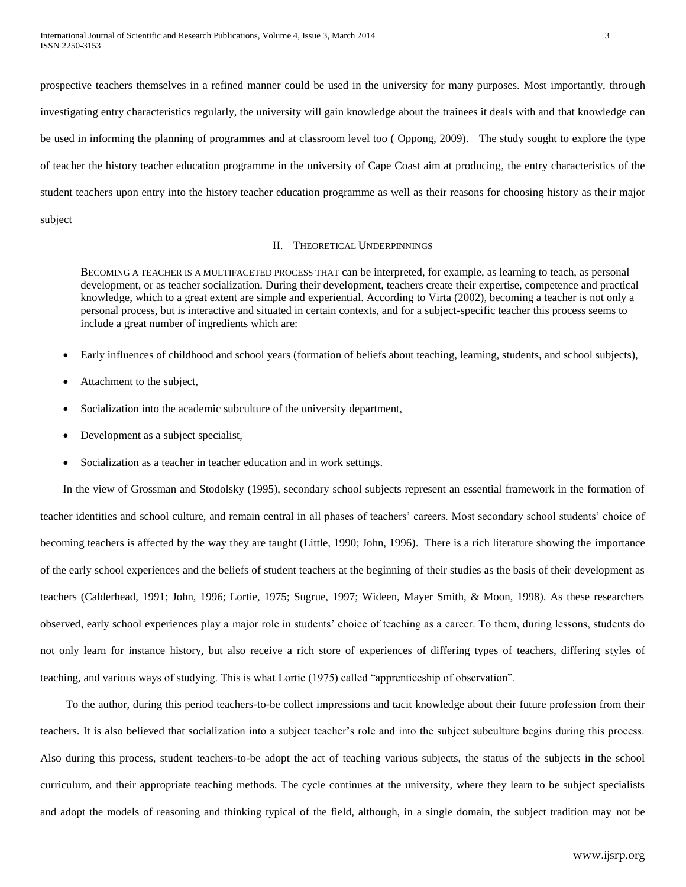prospective teachers themselves in a refined manner could be used in the university for many purposes. Most importantly, through investigating entry characteristics regularly, the university will gain knowledge about the trainees it deals with and that knowledge can be used in informing the planning of programmes and at classroom level too ( Oppong, 2009). The study sought to explore the type of teacher the history teacher education programme in the university of Cape Coast aim at producing, the entry characteristics of the student teachers upon entry into the history teacher education programme as well as their reasons for choosing history as their major subject

## II. Theoretical Underpinnings

Becoming a teacher is a multifaceted process that can be interpreted, for example, as learning to teach, as personal development, or as teacher socialization. During their development, teachers create their expertise, competence and practical knowledge, which to a great extent are simple and experiential. According to Virta (2002), becoming a teacher is not only a personal process, but is interactive and situated in certain contexts, and for a subject-specific teacher this process seems to include a great number of ingredients which are:

- Early influences of childhood and school years (formation of beliefs about teaching, learning, students, and school subjects),
- Attachment to the subject,
- Socialization into the academic subculture of the university department,
- Development as a subject specialist,
- Socialization as a teacher in teacher education and in work settings.

In the view of Grossman and Stodolsky (1995), secondary school subjects represent an essential framework in the formation of teacher identities and school culture, and remain central in all phases of teachers' careers. Most secondary school students' choice of becoming teachers is affected by the way they are taught (Little, 1990; John, 1996). There is a rich literature showing the importance of the early school experiences and the beliefs of student teachers at the beginning of their studies as the basis of their development as teachers (Calderhead, 1991; John, 1996; Lortie, 1975; Sugrue, 1997; Wideen, Mayer Smith, & Moon, 1998). As these researchers observed, early school experiences play a major role in students' choice of teaching as a career. To them, during lessons, students do not only learn for instance history, but also receive a rich store of experiences of differing types of teachers, differing styles of teaching, and various ways of studying. This is what Lortie (1975) called "apprenticeship of observation".

To the author, during this period teachers-to-be collect impressions and tacit knowledge about their future profession from their teachers. It is also believed that socialization into a subject teacher's role and into the subject subculture begins during this process. Also during this process, student teachers-to-be adopt the act of teaching various subjects, the status of the subjects in the school curriculum, and their appropriate teaching methods. The cycle continues at the university, where they learn to be subject specialists and adopt the models of reasoning and thinking typical of the field, although, in a single domain, the subject tradition may not be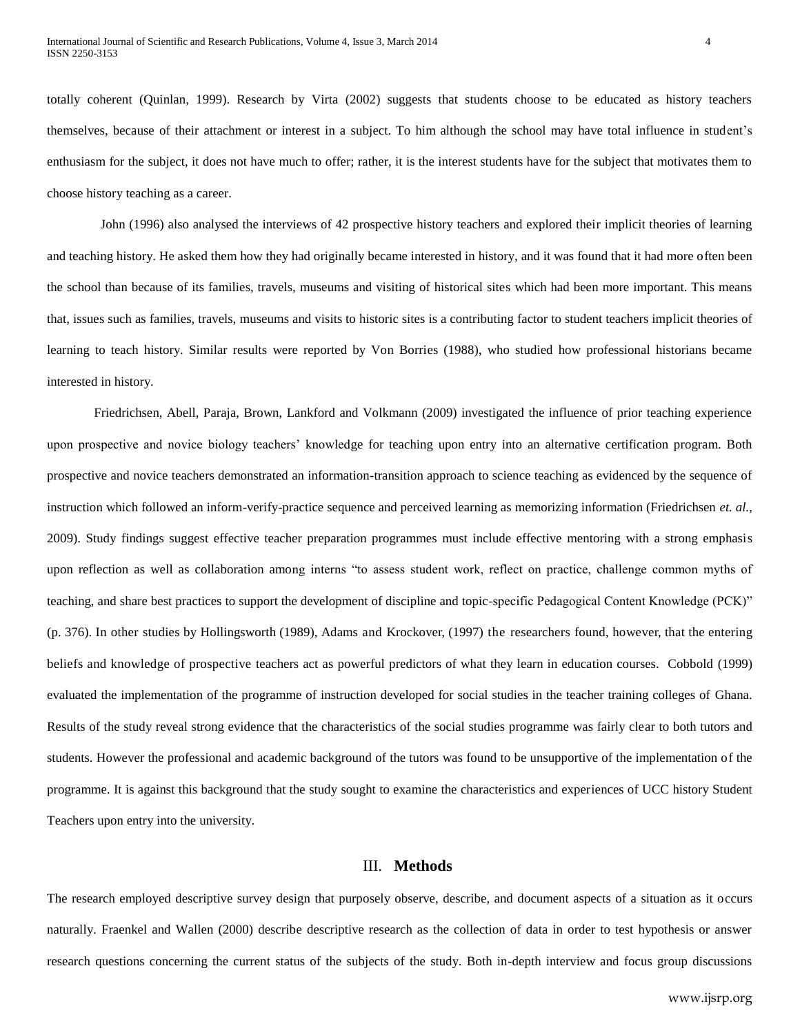totally coherent (Quinlan, 1999). Research by Virta (2002) suggests that students choose to be educated as history teachers themselves, because of their attachment or interest in a subject. To him although the school may have total influence in student's enthusiasm for the subject, it does not have much to offer; rather, it is the interest students have for the subject that motivates them to choose history teaching as a career.

John (1996) also analysed the interviews of 42 prospective history teachers and explored their implicit theories of learning and teaching history. He asked them how they had originally became interested in history, and it was found that it had more often been the school than because of its families, travels, museums and visiting of historical sites which had been more important. This means that, issues such as families, travels, museums and visits to historic sites is a contributing factor to student teachers implicit theories of learning to teach history. Similar results were reported by Von Borries (1988), who studied how professional historians became interested in history.

Friedrichsen, Abell, Paraja, Brown, Lankford and Volkmann (2009) investigated the influence of prior teaching experience upon prospective and novice biology teachers' knowledge for teaching upon entry into an alternative certification program. Both prospective and novice teachers demonstrated an information-transition approach to science teaching as evidenced by the sequence of instruction which followed an inform-verify-practice sequence and perceived learning as memorizing information (Friedrichsen *et. al.,* 2009). Study findings suggest effective teacher preparation programmes must include effective mentoring with a strong emphasis upon reflection as well as collaboration among interns "to assess student work, reflect on practice, challenge common myths of teaching, and share best practices to support the development of discipline and topic-specific Pedagogical Content Knowledge (PCK)" (p. 376). In other studies by Hollingsworth (1989), Adams and Krockover, (1997) the researchers found, however, that the entering beliefs and knowledge of prospective teachers act as powerful predictors of what they learn in education courses. Cobbold (1999) evaluated the implementation of the programme of instruction developed for social studies in the teacher training colleges of Ghana. Results of the study reveal strong evidence that the characteristics of the social studies programme was fairly clear to both tutors and students. However the professional and academic background of the tutors was found to be unsupportive of the implementation of the programme. It is against this background that the study sought to examine the characteristics and experiences of UCC history Student Teachers upon entry into the university.

## III. **Methods**

The research employed descriptive survey design that purposely observe, describe, and document aspects of a situation as it occurs naturally. Fraenkel and Wallen (2000) describe descriptive research as the collection of data in order to test hypothesis or answer research questions concerning the current status of the subjects of the study. Both in-depth interview and focus group discussions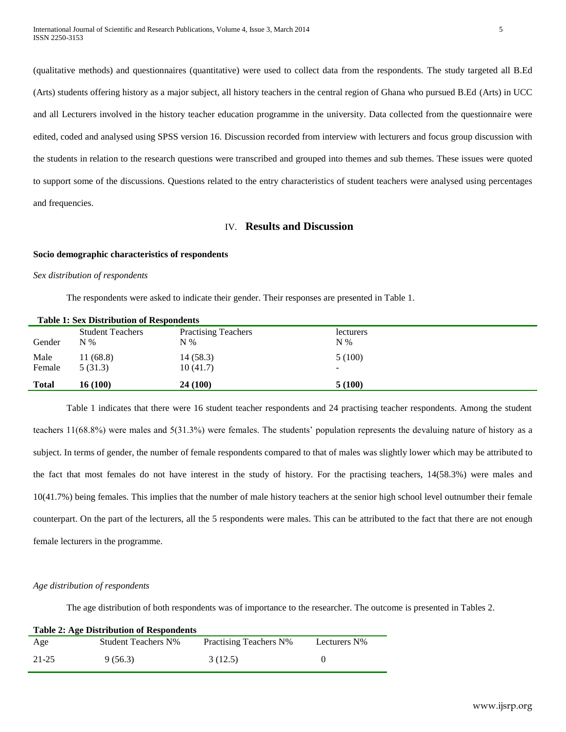(qualitative methods) and questionnaires (quantitative) were used to collect data from the respondents. The study targeted all B.Ed (Arts) students offering history as a major subject, all history teachers in the central region of Ghana who pursued B.Ed (Arts) in UCC and all Lecturers involved in the history teacher education programme in the university. Data collected from the questionnaire were edited, coded and analysed using SPSS version 16. Discussion recorded from interview with lecturers and focus group discussion with the students in relation to the research questions were transcribed and grouped into themes and sub themes. These issues were quoted to support some of the discussions. Questions related to the entry characteristics of student teachers were analysed using percentages and frequencies.

## IV. Results and Discussion

### Socio demographic characteristics of respondents

*Sex distribution of respondents*

The respondents were asked to indicate their gender. Their responses are presented in Table 1.

**Table 1: Sex Distribution of Respondents**

| Gender | Student Teachers N % | Practising Teachers N % | lecturers N % |
|---|---|---|---|
| Male | 11 (68.8) | 14 (58.3) | 5 (100) |
| Female | 5 (31.3) | 10 (41.7) | - |
| **Total** | **16 (100)** | **24 (100)** | **5 (100)** |

Table 1 indicates that there were 16 student teacher respondents and 24 practising teacher respondents. Among the student teachers 11(68.8%) were males and 5(31.3%) were females. The students' population represents the devaluing nature of history as a subject. In terms of gender, the number of female respondents compared to that of males was slightly lower which may be attributed to the fact that most females do not have interest in the study of history. For the practising teachers, 14(58.3%) were males and 10(41.7%) being females. This implies that the number of male history teachers at the senior high school level outnumber their female counterpart. On the part of the lecturers, all the 5 respondents were males. This can be attributed to the fact that there are not enough female lecturers in the programme.

*Age distribution of respondents*

The age distribution of both respondents was of importance to the researcher. The outcome is presented in Tables 2.

**Table 2: Age Distribution of Respondents**

| Age | Student Teachers N% | Practising Teachers N% | Lecturers N% |
|---|---|---|---|
| 21-25 | 9 (56.3) | 3 (12.5) | 0 |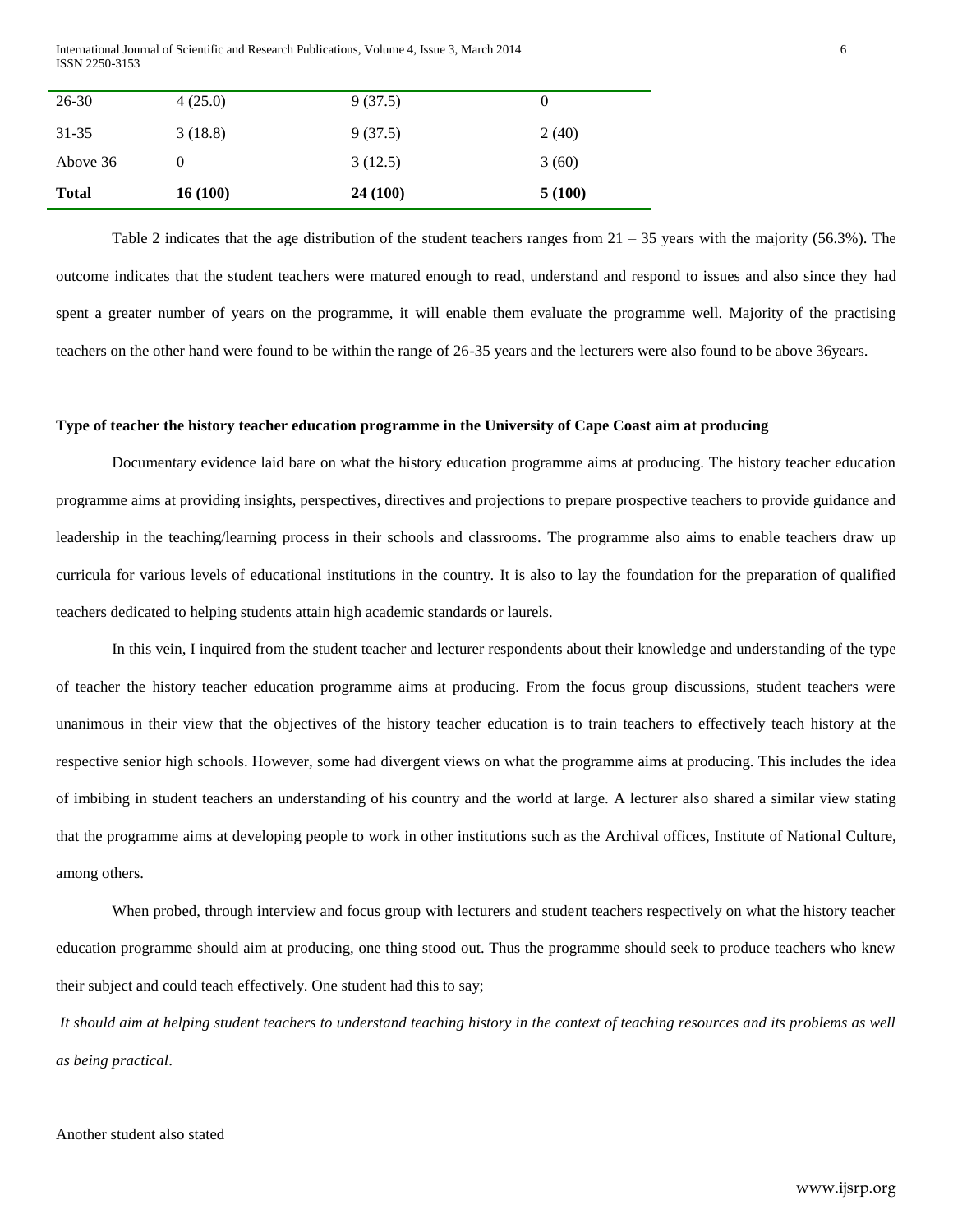| 26-30 | 4 (25.0) | 9 (37.5) | 0 |
|---|---|---|---|
| 31-35 | 3 (18.8) | 9 (37.5) | 2 (40) |
| Above 36 | 0 | 3 (12.5) | 3 (60) |
| **Total** | **16 (100)** | **24 (100)** | **5 (100)** |

Table 2 indicates that the age distribution of the student teachers ranges from 21 – 35 years with the majority (56.3%). The outcome indicates that the student teachers were matured enough to read, understand and respond to issues and also since they had spent a greater number of years on the programme, it will enable them evaluate the programme well. Majority of the practising teachers on the other hand were found to be within the range of 26-35 years and the lecturers were also found to be above 36years.

**Type of teacher the history teacher education programme in the University of Cape Coast aim at producing**

Documentary evidence laid bare on what the history education programme aims at producing. The history teacher education programme aims at providing insights, perspectives, directives and projections to prepare prospective teachers to provide guidance and leadership in the teaching/learning process in their schools and classrooms. The programme also aims to enable teachers draw up curricula for various levels of educational institutions in the country. It is also to lay the foundation for the preparation of qualified teachers dedicated to helping students attain high academic standards or laurels.

In this vein, I inquired from the student teacher and lecturer respondents about their knowledge and understanding of the type of teacher the history teacher education programme aims at producing. From the focus group discussions, student teachers were unanimous in their view that the objectives of the history teacher education is to train teachers to effectively teach history at the respective senior high schools. However, some had divergent views on what the programme aims at producing. This includes the idea of imbibing in student teachers an understanding of his country and the world at large. A lecturer also shared a similar view stating that the programme aims at developing people to work in other institutions such as the Archival offices, Institute of National Culture, among others.

When probed, through interview and focus group with lecturers and student teachers respectively on what the history teacher education programme should aim at producing, one thing stood out. Thus the programme should seek to produce teachers who knew their subject and could teach effectively. One student had this to say;

*It should aim at helping student teachers to understand teaching history in the context of teaching resources and its problems as well as being practical*.

Another student also stated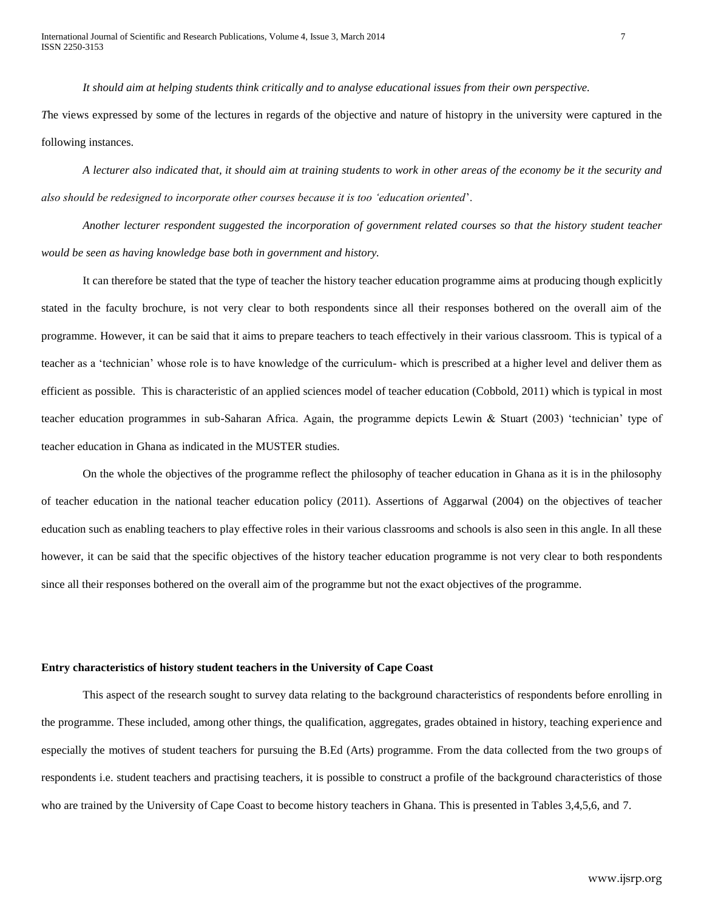*It should aim at helping students think critically and to analyse educational issues from their own perspective.*

*T*he views expressed by some of the lectures in regards of the objective and nature of histopry in the university were captured in the following instances.

*A lecturer also indicated that, it should aim at training students to work in other areas of the economy be it the security and also should be redesigned to incorporate other courses because it is too 'education oriented*'.

*Another lecturer respondent suggested the incorporation of government related courses so that the history student teacher would be seen as having knowledge base both in government and history.*

It can therefore be stated that the type of teacher the history teacher education programme aims at producing though explicitly stated in the faculty brochure, is not very clear to both respondents since all their responses bothered on the overall aim of the programme. However, it can be said that it aims to prepare teachers to teach effectively in their various classroom. This is typical of a teacher as a 'technician' whose role is to have knowledge of the curriculum- which is prescribed at a higher level and deliver them as efficient as possible. This is characteristic of an applied sciences model of teacher education (Cobbold, 2011) which is typical in most teacher education programmes in sub-Saharan Africa. Again, the programme depicts Lewin & Stuart (2003) 'technician' type of teacher education in Ghana as indicated in the MUSTER studies.

On the whole the objectives of the programme reflect the philosophy of teacher education in Ghana as it is in the philosophy of teacher education in the national teacher education policy (2011). Assertions of Aggarwal (2004) on the objectives of teacher education such as enabling teachers to play effective roles in their various classrooms and schools is also seen in this angle. In all these however, it can be said that the specific objectives of the history teacher education programme is not very clear to both respondents since all their responses bothered on the overall aim of the programme but not the exact objectives of the programme.

**Entry characteristics of history student teachers in the University of Cape Coast**

This aspect of the research sought to survey data relating to the background characteristics of respondents before enrolling in the programme. These included, among other things, the qualification, aggregates, grades obtained in history, teaching experience and especially the motives of student teachers for pursuing the B.Ed (Arts) programme. From the data collected from the two groups of respondents i.e. student teachers and practising teachers, it is possible to construct a profile of the background characteristics of those who are trained by the University of Cape Coast to become history teachers in Ghana. This is presented in Tables 3,4,5,6, and 7.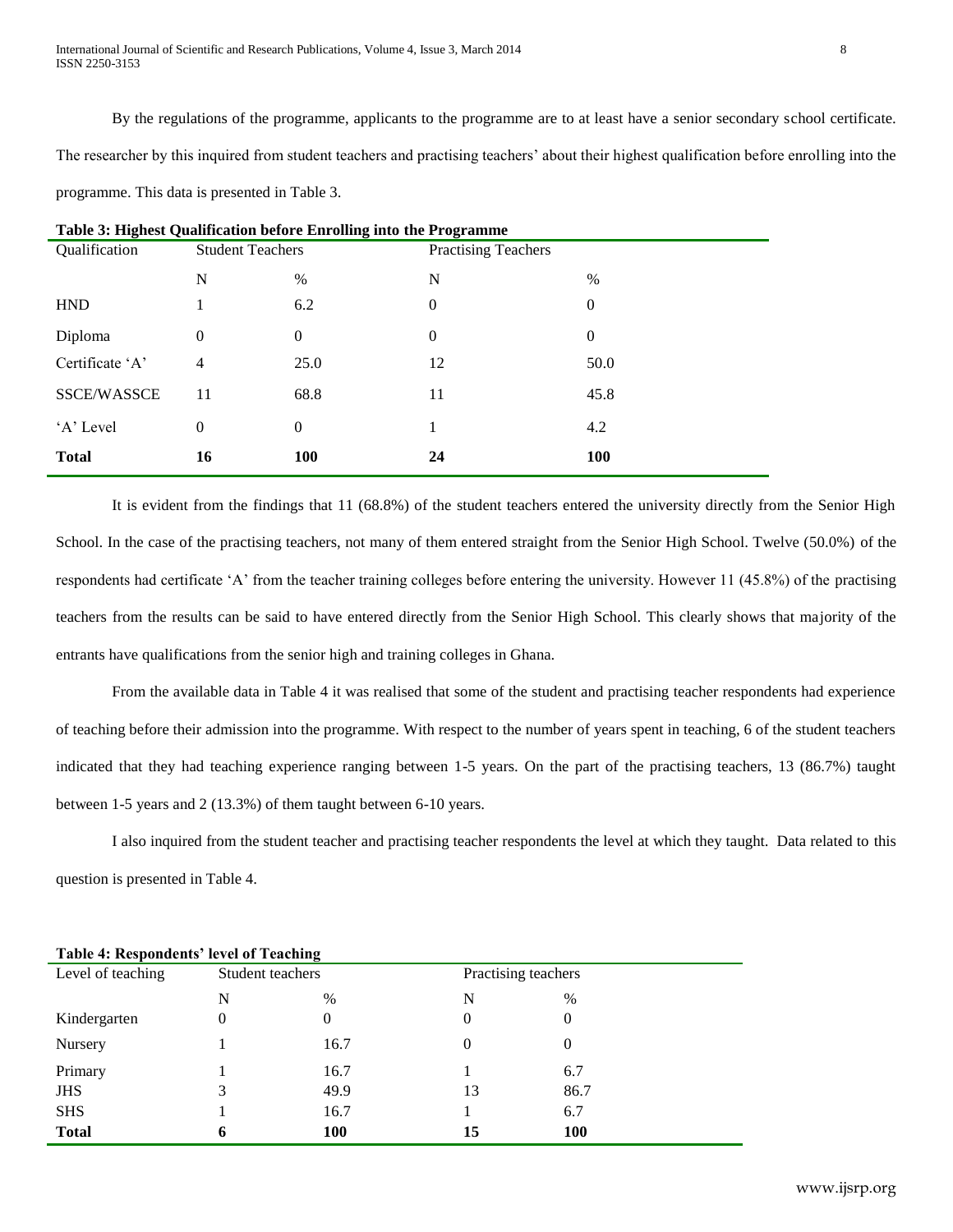By the regulations of the programme, applicants to the programme are to at least have a senior secondary school certificate. The researcher by this inquired from student teachers and practising teachers' about their highest qualification before enrolling into the programme. This data is presented in Table 3.

**Table 3: Highest Qualification before Enrolling into the Programme**

| Qualification | Student Teachers | | Practising Teachers | |
|---|---|---|---|---|
| | N | % | N | % |
| HND | 1 | 6.2 | 0 | 0 |
| Diploma | 0 | 0 | 0 | 0 |
| Certificate 'A' | 4 | 25.0 | 12 | 50.0 |
| SSCE/WASSCE | 11 | 68.8 | 11 | 45.8 |
| 'A' Level | 0 | 0 | 1 | 4.2 |
| **Total** | **16** | **100** | **24** | **100** |

It is evident from the findings that 11 (68.8%) of the student teachers entered the university directly from the Senior High School. In the case of the practising teachers, not many of them entered straight from the Senior High School. Twelve (50.0%) of the respondents had certificate 'A' from the teacher training colleges before entering the university. However 11 (45.8%) of the practising teachers from the results can be said to have entered directly from the Senior High School. This clearly shows that majority of the entrants have qualifications from the senior high and training colleges in Ghana.

From the available data in Table 4 it was realised that some of the student and practising teacher respondents had experience of teaching before their admission into the programme. With respect to the number of years spent in teaching, 6 of the student teachers indicated that they had teaching experience ranging between 1-5 years. On the part of the practising teachers, 13 (86.7%) taught between 1-5 years and 2 (13.3%) of them taught between 6-10 years.

I also inquired from the student teacher and practising teacher respondents the level at which they taught. Data related to this question is presented in Table 4.

**Table 4: Respondents' level of Teaching**

| Level of teaching | Student teachers | | Practising teachers | |
|---|---|---|---|---|
| | N | % | N | % |
| Kindergarten | 0 | 0 | 0 | 0 |
| Nursery | 1 | 16.7 | 0 | 0 |
| Primary | 1 | 16.7 | 1 | 6.7 |
| JHS | 3 | 49.9 | 13 | 86.7 |
| SHS | 1 | 16.7 | 1 | 6.7 |
| **Total** | **6** | **100** | **15** | **100** |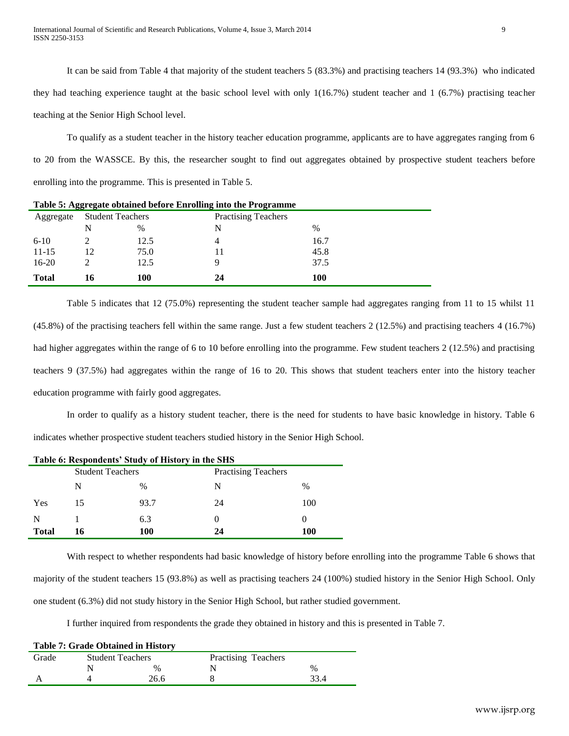It can be said from Table 4 that majority of the student teachers 5 (83.3%) and practising teachers 14 (93.3%) who indicated they had teaching experience taught at the basic school level with only 1(16.7%) student teacher and 1 (6.7%) practising teacher teaching at the Senior High School level.

To qualify as a student teacher in the history teacher education programme, applicants are to have aggregates ranging from 6 to 20 from the WASSCE. By this, the researcher sought to find out aggregates obtained by prospective student teachers before enrolling into the programme. This is presented in Table 5.

**Table 5: Aggregate obtained before Enrolling into the Programme**

| Aggregate | Student Teachers | | Practising Teachers | |
|---|---|---|---|---|
| | N | % | N | % |
| 6-10 | 2 | 12.5 | 4 | 16.7 |
| 11-15 | 12 | 75.0 | 11 | 45.8 |
| 16-20 | 2 | 12.5 | 9 | 37.5 |
| **Total** | **16** | **100** | **24** | **100** |

Table 5 indicates that 12 (75.0%) representing the student teacher sample had aggregates ranging from 11 to 15 whilst 11 (45.8%) of the practising teachers fell within the same range. Just a few student teachers 2 (12.5%) and practising teachers 4 (16.7%) had higher aggregates within the range of 6 to 10 before enrolling into the programme. Few student teachers 2 (12.5%) and practising teachers 9 (37.5%) had aggregates within the range of 16 to 20. This shows that student teachers enter into the history teacher education programme with fairly good aggregates.

In order to qualify as a history student teacher, there is the need for students to have basic knowledge in history. Table 6 indicates whether prospective student teachers studied history in the Senior High School.

**Table 6: Respondents' Study of History in the SHS**

| | Student Teachers | | Practising Teachers | |
|---|---|---|---|---|
| | N | % | N | % |
| Yes | 15 | 93.7 | 24 | 100 |
| N | 1 | 6.3 | 0 | 0 |
| **Total** | **16** | **100** | **24** | **100** |

With respect to whether respondents had basic knowledge of history before enrolling into the programme Table 6 shows that majority of the student teachers 15 (93.8%) as well as practising teachers 24 (100%) studied history in the Senior High School. Only one student (6.3%) did not study history in the Senior High School, but rather studied government.

I further inquired from respondents the grade they obtained in history and this is presented in Table 7.

**Table 7: Grade Obtained in History**

| Grade | Student Teachers | | Practising Teachers | |
|---|---|---|---|---|
| | N | % | N | % |
| A | 4 | 26.6 | 8 | 33.4 |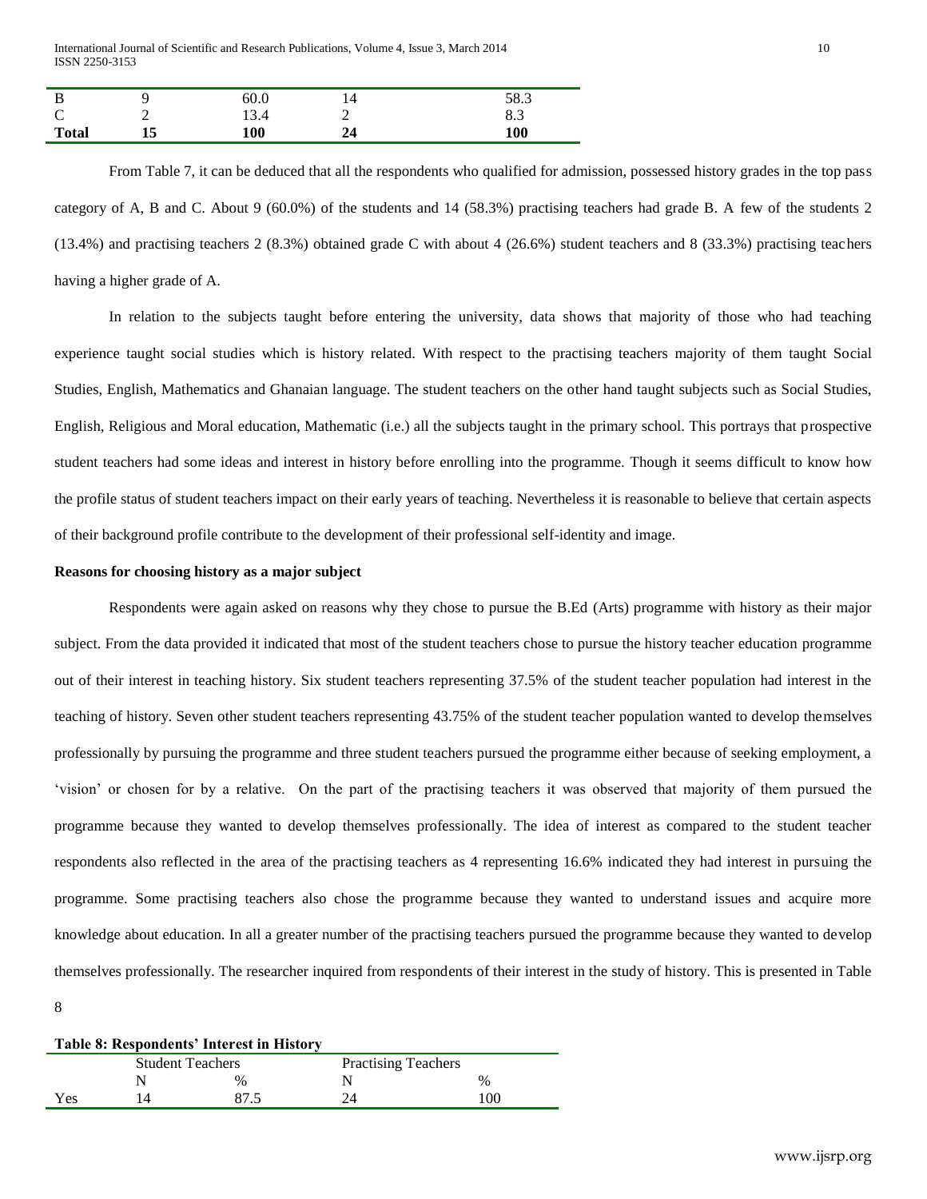| B | 9 | 60.0 | 14 | 58.3 |
|---|---|---|---|---|
| C | 2 | 13.4 | 2 | 8.3 |
| **Total** | **15** | **100** | **24** | **100** |

From Table 7, it can be deduced that all the respondents who qualified for admission, possessed history grades in the top pass category of A, B and C. About 9 (60.0%) of the students and 14 (58.3%) practising teachers had grade B. A few of the students 2 (13.4%) and practising teachers 2 (8.3%) obtained grade C with about 4 (26.6%) student teachers and 8 (33.3%) practising teachers having a higher grade of A.

In relation to the subjects taught before entering the university, data shows that majority of those who had teaching experience taught social studies which is history related. With respect to the practising teachers majority of them taught Social Studies, English, Mathematics and Ghanaian language. The student teachers on the other hand taught subjects such as Social Studies, English, Religious and Moral education, Mathematic (i.e.) all the subjects taught in the primary school. This portrays that prospective student teachers had some ideas and interest in history before enrolling into the programme. Though it seems difficult to know how the profile status of student teachers impact on their early years of teaching. Nevertheless it is reasonable to believe that certain aspects of their background profile contribute to the development of their professional self-identity and image.

**Reasons for choosing history as a major subject**

Respondents were again asked on reasons why they chose to pursue the B.Ed (Arts) programme with history as their major subject. From the data provided it indicated that most of the student teachers chose to pursue the history teacher education programme out of their interest in teaching history. Six student teachers representing 37.5% of the student teacher population had interest in the teaching of history. Seven other student teachers representing 43.75% of the student teacher population wanted to develop themselves professionally by pursuing the programme and three student teachers pursued the programme either because of seeking employment, a 'vision' or chosen for by a relative. On the part of the practising teachers it was observed that majority of them pursued the programme because they wanted to develop themselves professionally. The idea of interest as compared to the student teacher respondents also reflected in the area of the practising teachers as 4 representing 16.6% indicated they had interest in pursuing the programme. Some practising teachers also chose the programme because they wanted to understand issues and acquire more knowledge about education. In all a greater number of the practising teachers pursued the programme because they wanted to develop themselves professionally. The researcher inquired from respondents of their interest in the study of history. This is presented in Table 8

**Table 8: Respondents' Interest in History**

| | Student Teachers | | Practising Teachers | |
|---|---|---|---|---|
| | N | % | N | % |
| Yes | 14 | 87.5 | 24 | 100 |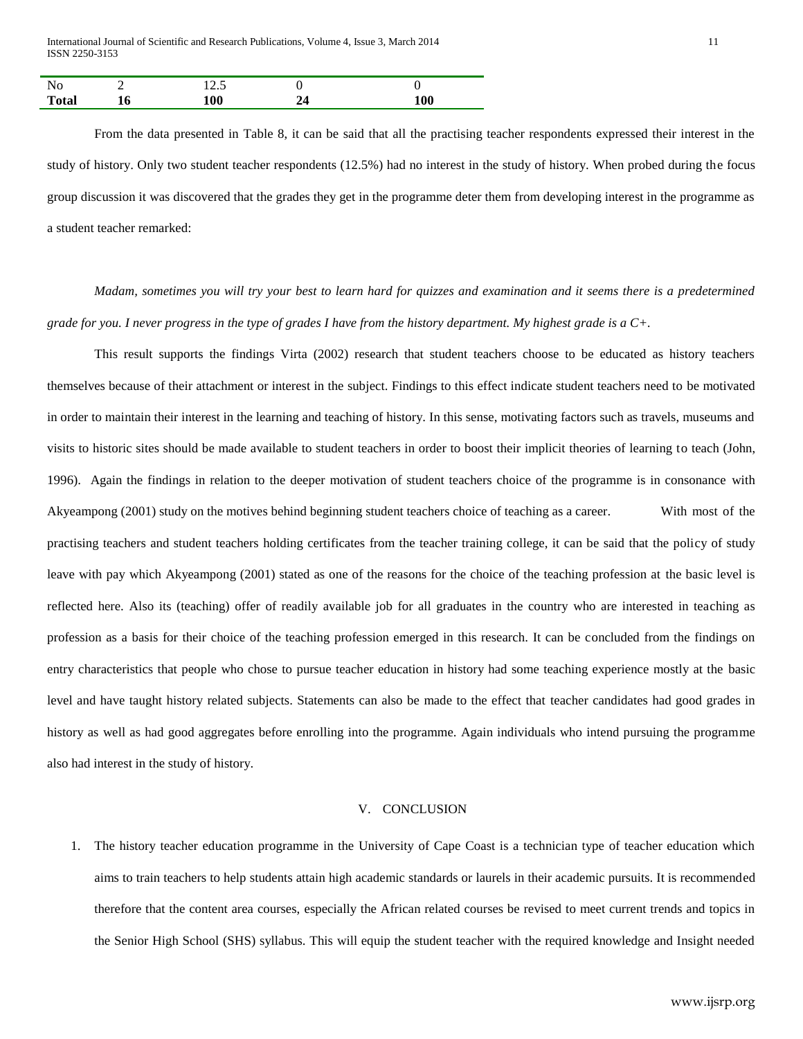| No | 2 | 12.5 | 0 | 0 |
| --- | --- | --- | --- | --- |
| **Total** | **16** | **100** | **24** | **100** |

From the data presented in Table 8, it can be said that all the practising teacher respondents expressed their interest in the study of history. Only two student teacher respondents (12.5%) had no interest in the study of history. When probed during the focus group discussion it was discovered that the grades they get in the programme deter them from developing interest in the programme as a student teacher remarked:

*Madam, sometimes you will try your best to learn hard for quizzes and examination and it seems there is a predetermined grade for you. I never progress in the type of grades I have from the history department. My highest grade is a C+.*

This result supports the findings Virta (2002) research that student teachers choose to be educated as history teachers themselves because of their attachment or interest in the subject. Findings to this effect indicate student teachers need to be motivated in order to maintain their interest in the learning and teaching of history. In this sense, motivating factors such as travels, museums and visits to historic sites should be made available to student teachers in order to boost their implicit theories of learning to teach (John, 1996). Again the findings in relation to the deeper motivation of student teachers choice of the programme is in consonance with Akyeampong (2001) study on the motives behind beginning student teachers choice of teaching as a career. With most of the practising teachers and student teachers holding certificates from the teacher training college, it can be said that the policy of study leave with pay which Akyeampong (2001) stated as one of the reasons for the choice of the teaching profession at the basic level is reflected here. Also its (teaching) offer of readily available job for all graduates in the country who are interested in teaching as profession as a basis for their choice of the teaching profession emerged in this research. It can be concluded from the findings on entry characteristics that people who chose to pursue teacher education in history had some teaching experience mostly at the basic level and have taught history related subjects. Statements can also be made to the effect that teacher candidates had good grades in history as well as had good aggregates before enrolling into the programme. Again individuals who intend pursuing the programme also had interest in the study of history.

## V. CONCLUSION

1. The history teacher education programme in the University of Cape Coast is a technician type of teacher education which aims to train teachers to help students attain high academic standards or laurels in their academic pursuits. It is recommended therefore that the content area courses, especially the African related courses be revised to meet current trends and topics in the Senior High School (SHS) syllabus. This will equip the student teacher with the required knowledge and Insight needed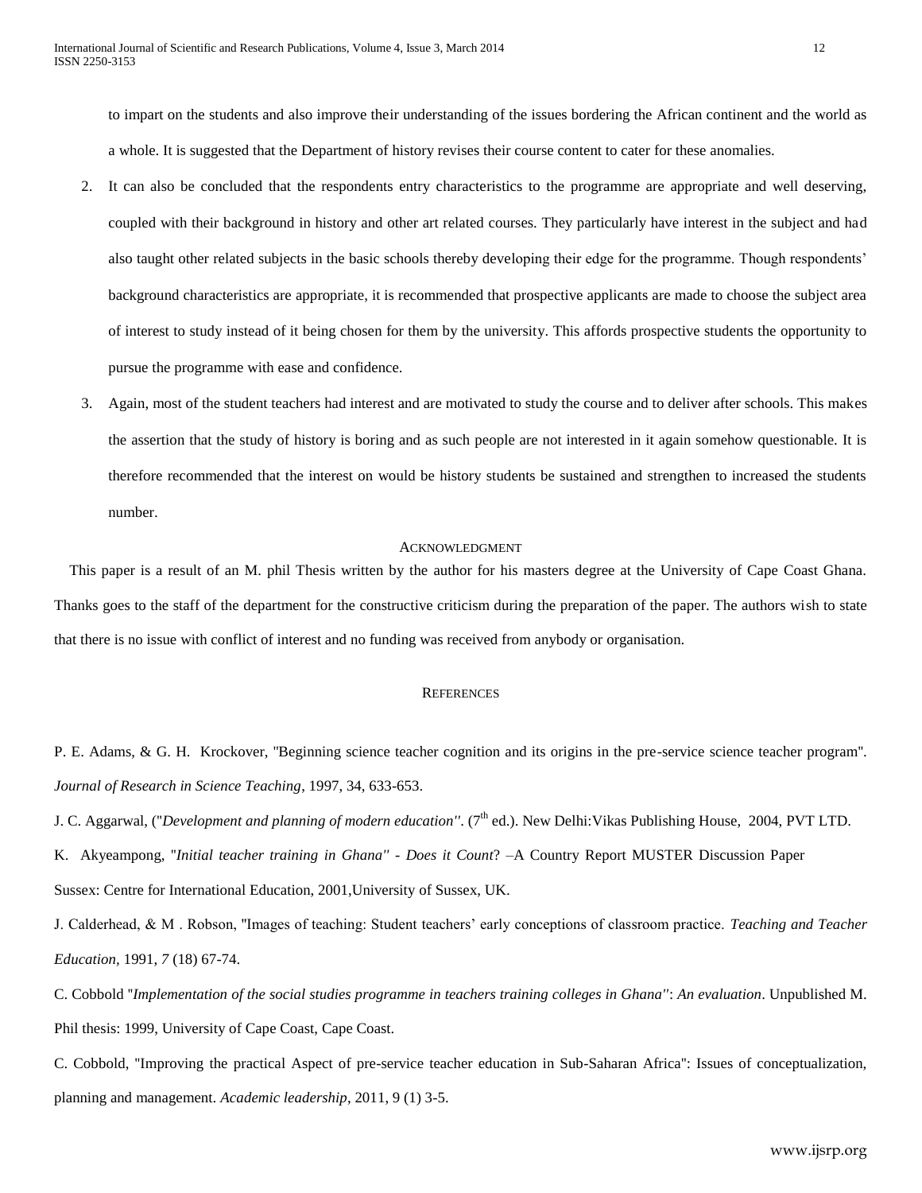to impart on the students and also improve their understanding of the issues bordering the African continent and the world as a whole. It is suggested that the Department of history revises their course content to cater for these anomalies.

2. It can also be concluded that the respondents entry characteristics to the programme are appropriate and well deserving, coupled with their background in history and other art related courses. They particularly have interest in the subject and had also taught other related subjects in the basic schools thereby developing their edge for the programme. Though respondents' background characteristics are appropriate, it is recommended that prospective applicants are made to choose the subject area of interest to study instead of it being chosen for them by the university. This affords prospective students the opportunity to pursue the programme with ease and confidence.
3. Again, most of the student teachers had interest and are motivated to study the course and to deliver after schools. This makes the assertion that the study of history is boring and as such people are not interested in it again somehow questionable. It is therefore recommended that the interest on would be history students be sustained and strengthen to increased the students number.

## Acknowledgment

This paper is a result of an M. phil Thesis written by the author for his masters degree at the University of Cape Coast Ghana. Thanks goes to the staff of the department for the constructive criticism during the preparation of the paper. The authors wish to state that there is no issue with conflict of interest and no funding was received from anybody or organisation.

## References

P. E. Adams, & G. H. Krockover, "Beginning science teacher cognition and its origins in the pre-service science teacher program". *Journal of Research in Science Teaching*, 1997, 34, 633-653.

J. C. Aggarwal, ("*Development and planning of modern education''*. (7th ed.). New Delhi:Vikas Publishing House, 2004, PVT LTD.

K. Akyeampong, "*Initial teacher training in Ghana'' - Does it Count*? –A Country Report MUSTER Discussion Paper Sussex: Centre for International Education, 2001,University of Sussex, UK.

J. Calderhead, & M . Robson, "Images of teaching: Student teachers' early conceptions of classroom practice. *Teaching and Teacher Education,* 1991, *7* (18) 67-74.

C. Cobbold "*Implementation of the social studies programme in teachers training colleges in Ghana''*: *An evaluation*. Unpublished M. Phil thesis: 1999, University of Cape Coast, Cape Coast.

C. Cobbold, "Improving the practical Aspect of pre-service teacher education in Sub-Saharan Africa": Issues of conceptualization, planning and management. *Academic leadership*, 2011, 9 (1) 3-5.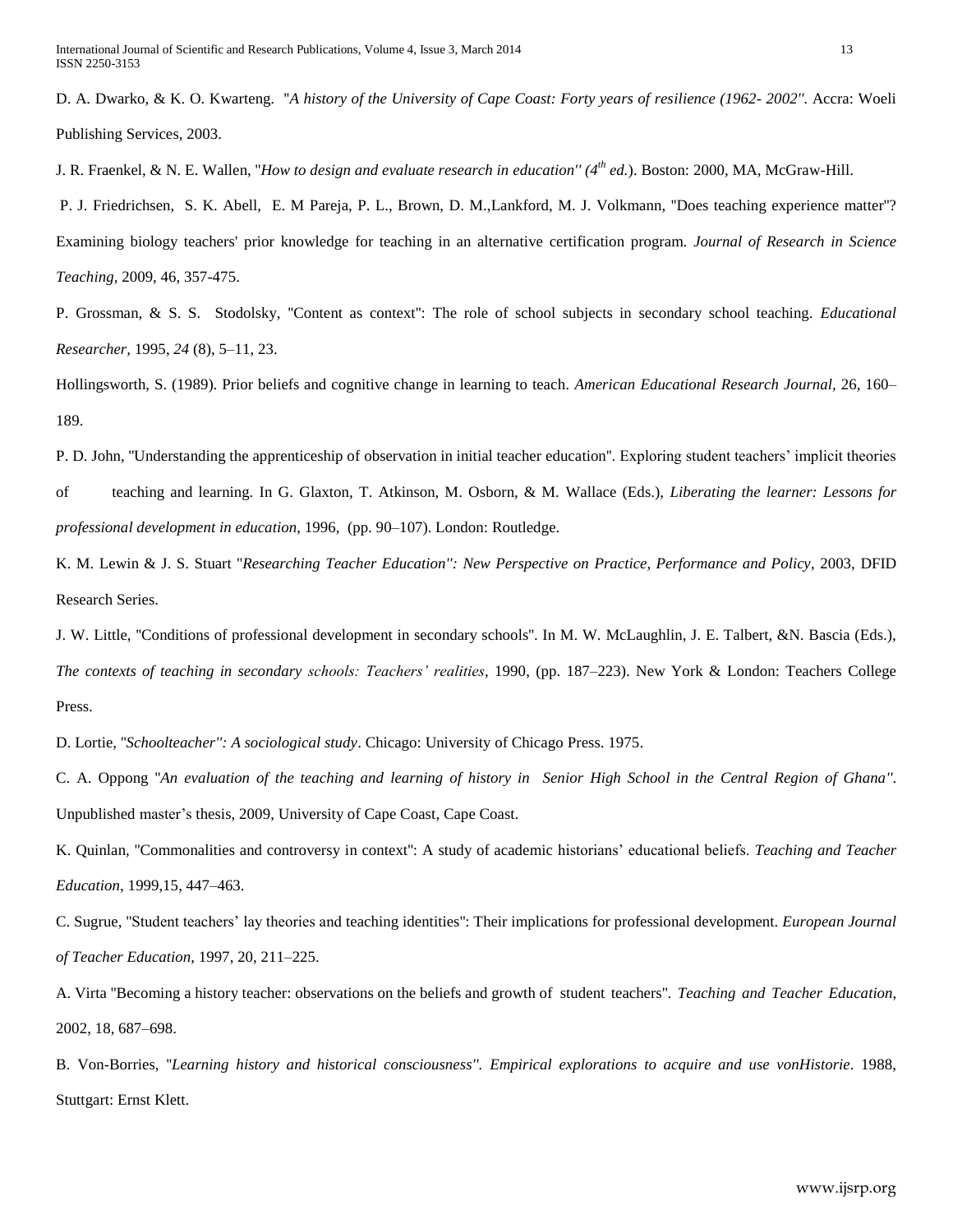D. A. Dwarko, & K. O. Kwarteng. "*A history of the University of Cape Coast: Forty years of resilience (1962- 2002"*. Accra: Woeli Publishing Services, 2003.

J. R. Fraenkel, & N. E. Wallen, "*How to design and evaluate research in education" (4th ed.*). Boston: 2000, MA, McGraw-Hill.

P. J. Friedrichsen, S. K. Abell, E. M Pareja, P. L., Brown, D. M.,Lankford, M. J. Volkmann, "Does teaching experience matter"? Examining biology teachers' prior knowledge for teaching in an alternative certification program. *Journal of Research in Science Teaching*, 2009, 46, 357-475.

P. Grossman, & S. S. Stodolsky, "Content as context": The role of school subjects in secondary school teaching. *Educational Researcher,* 1995, *24* (8), 5–11, 23.

Hollingsworth, S. (1989). Prior beliefs and cognitive change in learning to teach. *American Educational Research Journal*, 26, 160–189.

P. D. John, "Understanding the apprenticeship of observation in initial teacher education". Exploring student teachers' implicit theories of teaching and learning. In G. Glaxton, T. Atkinson, M. Osborn, & M. Wallace (Eds.), *Liberating the learner: Lessons for professional development in education*, 1996, (pp. 90–107). London: Routledge.

K. M. Lewin & J. S. Stuart "*Researching Teacher Education": New Perspective on Practice, Performance and Policy*, 2003, DFID Research Series.

J. W. Little, "Conditions of professional development in secondary schools". In M. W. McLaughlin, J. E. Talbert, &N. Bascia (Eds.), *The contexts of teaching in secondary schools: Teachers' realities*, 1990, (pp. 187–223). New York & London: Teachers College Press.

D. Lortie, "*Schoolteacher": A sociological study*. Chicago: University of Chicago Press. 1975.

C. A. Oppong "*An evaluation of the teaching and learning of history in Senior High School in the Central Region of Ghana"*. Unpublished master's thesis, 2009, University of Cape Coast, Cape Coast.

K. Quinlan, "Commonalities and controversy in context": A study of academic historians' educational beliefs. *Teaching and Teacher Education*, 1999,15, 447–463.

C. Sugrue, "Student teachers' lay theories and teaching identities": Their implications for professional development. *European Journal of Teacher Education,* 1997, 20, 211–225.

A. Virta "Becoming a history teacher: observations on the beliefs and growth of student teachers". *Teaching and Teacher Education,* 2002, 18, 687–698.

B. Von-Borries, "*Learning history and historical consciousness". Empirical explorations to acquire and use vonHistorie*. 1988, Stuttgart: Ernst Klett.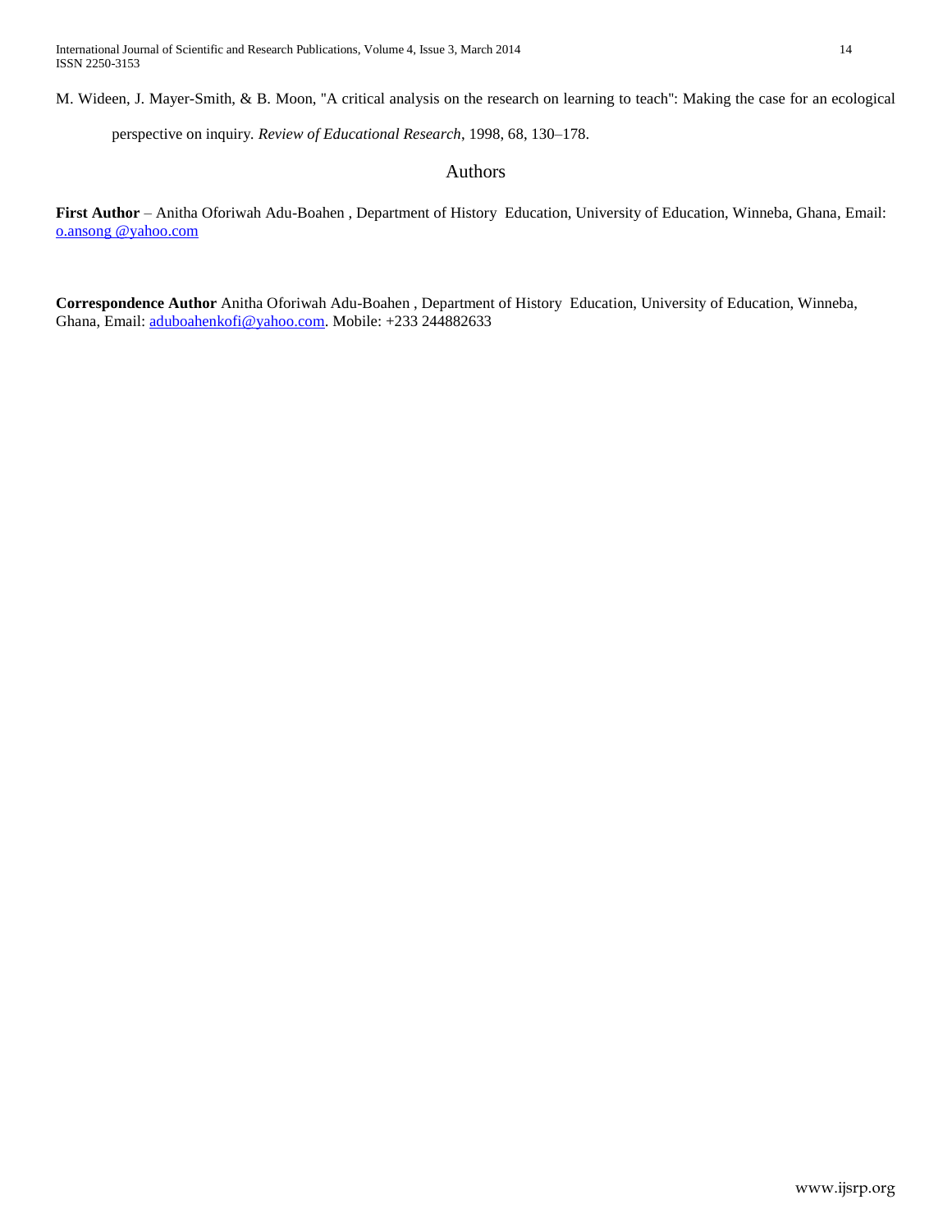M. Wideen, J. Mayer-Smith, & B. Moon, "A critical analysis on the research on learning to teach": Making the case for an ecological perspective on inquiry. *Review of Educational Research*, 1998, 68, 130–178.

## Authors

**First Author** – Anitha Oforiwah Adu-Boahen , Department of History Education, University of Education, Winneba, Ghana, Email: o.ansong @yahoo.com

**Correspondence Author** Anitha Oforiwah Adu-Boahen , Department of History Education, University of Education, Winneba, Ghana, Email: aduboahenkofi@yahoo.com. Mobile: +233 244882633